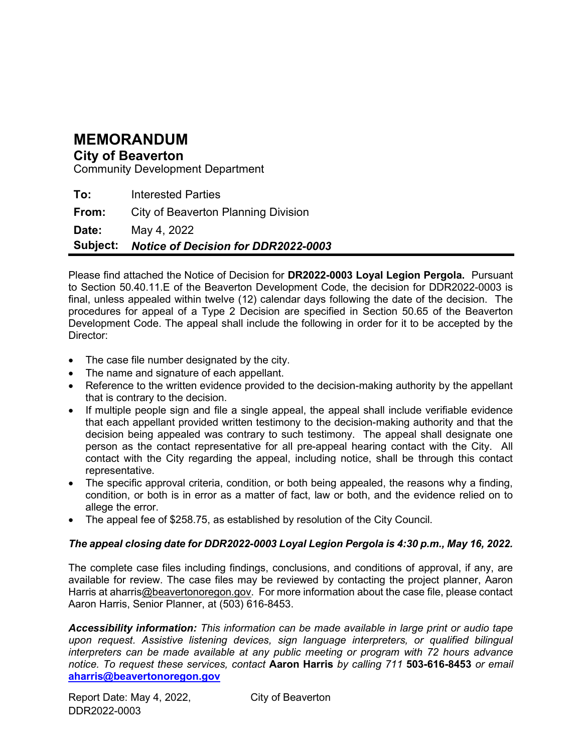# MEMORANDUM

## City of Beaverton

Community Development Department

| | |
|---|---|
| **To:** | Interested Parties |
| **From:** | City of Beaverton Planning Division |
| **Date:** | May 4, 2022 |
| **Subject:** | ***Notice of Decision for DDR2022-0003*** |

Please find attached the Notice of Decision for **DR2022-0003 Loyal Legion Pergola.** Pursuant to Section 50.40.11.E of the Beaverton Development Code, the decision for DDR2022-0003 is final, unless appealed within twelve (12) calendar days following the date of the decision. The procedures for appeal of a Type 2 Decision are specified in Section 50.65 of the Beaverton Development Code. The appeal shall include the following in order for it to be accepted by the Director:

- The case file number designated by the city.
- The name and signature of each appellant.
- Reference to the written evidence provided to the decision-making authority by the appellant that is contrary to the decision.
- If multiple people sign and file a single appeal, the appeal shall include verifiable evidence that each appellant provided written testimony to the decision-making authority and that the decision being appealed was contrary to such testimony. The appeal shall designate one person as the contact representative for all pre-appeal hearing contact with the City. All contact with the City regarding the appeal, including notice, shall be through this contact representative.
- The specific approval criteria, condition, or both being appealed, the reasons why a finding, condition, or both is in error as a matter of fact, law or both, and the evidence relied on to allege the error.
- The appeal fee of $258.75, as established by resolution of the City Council.

***The appeal closing date for DDR2022-0003 Loyal Legion Pergola is 4:30 p.m., May 16, 2022.***

The complete case files including findings, conclusions, and conditions of approval, if any, are available for review. The case files may be reviewed by contacting the project planner, Aaron Harris at aharris@beavertonoregon.gov. For more information about the case file, please contact Aaron Harris, Senior Planner, at (503) 616-8453.

***Accessibility information:*** *This information can be made available in large print or audio tape upon request. Assistive listening devices, sign language interpreters, or qualified bilingual interpreters can be made available at any public meeting or program with 72 hours advance notice. To request these services, contact* **Aaron Harris** *by calling 711* **503-616-8453** *or email* **aharris@beavertonoregon.gov**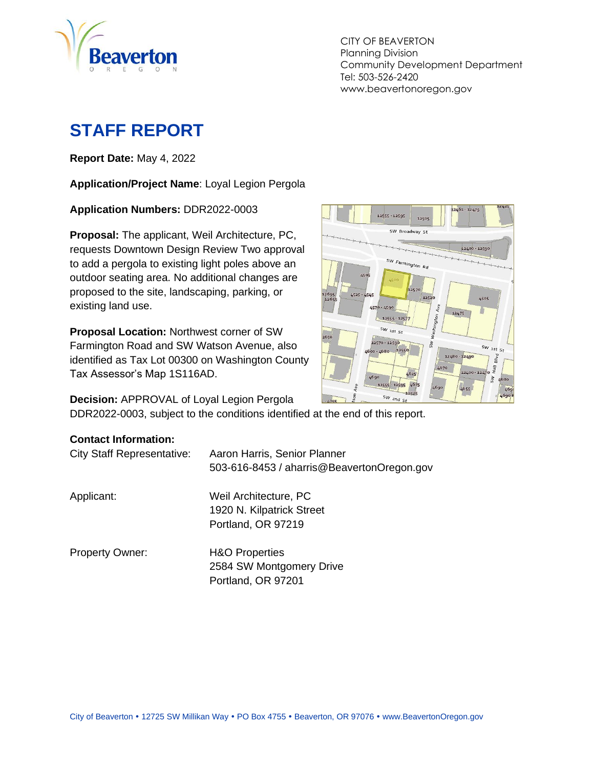CITY OF BEAVERTON
Planning Division
Community Development Department
Tel: 503-526-2420
www.beavertonoregon.gov

# STAFF REPORT

**Report Date:** May 4, 2022

**Application/Project Name**: Loyal Legion Pergola

**Application Numbers:** DDR2022-0003

**Proposal:** The applicant, Weil Architecture, PC, requests Downtown Design Review Two approval to add a pergola to existing light poles above an outdoor seating area. No additional changes are proposed to the site, landscaping, parking, or existing land use.

**Proposal Location:** Northwest corner of SW Farmington Road and SW Watson Avenue, also identified as Tax Lot 00300 on Washington County Tax Assessor's Map 1S116AD.

**Decision:** APPROVAL of Loyal Legion Pergola DDR2022-0003, subject to the conditions identified at the end of this report.

**Contact Information:**

| | |
|---|---|
| City Staff Representative: | Aaron Harris, Senior Planner<br>503-616-8453 / aharris@BeavertonOregon.gov |
| Applicant: | Weil Architecture, PC<br>1920 N. Kilpatrick Street<br>Portland, OR 97219 |
| Property Owner: | H&O Properties<br>2584 SW Montgomery Drive<br>Portland, OR 97201 |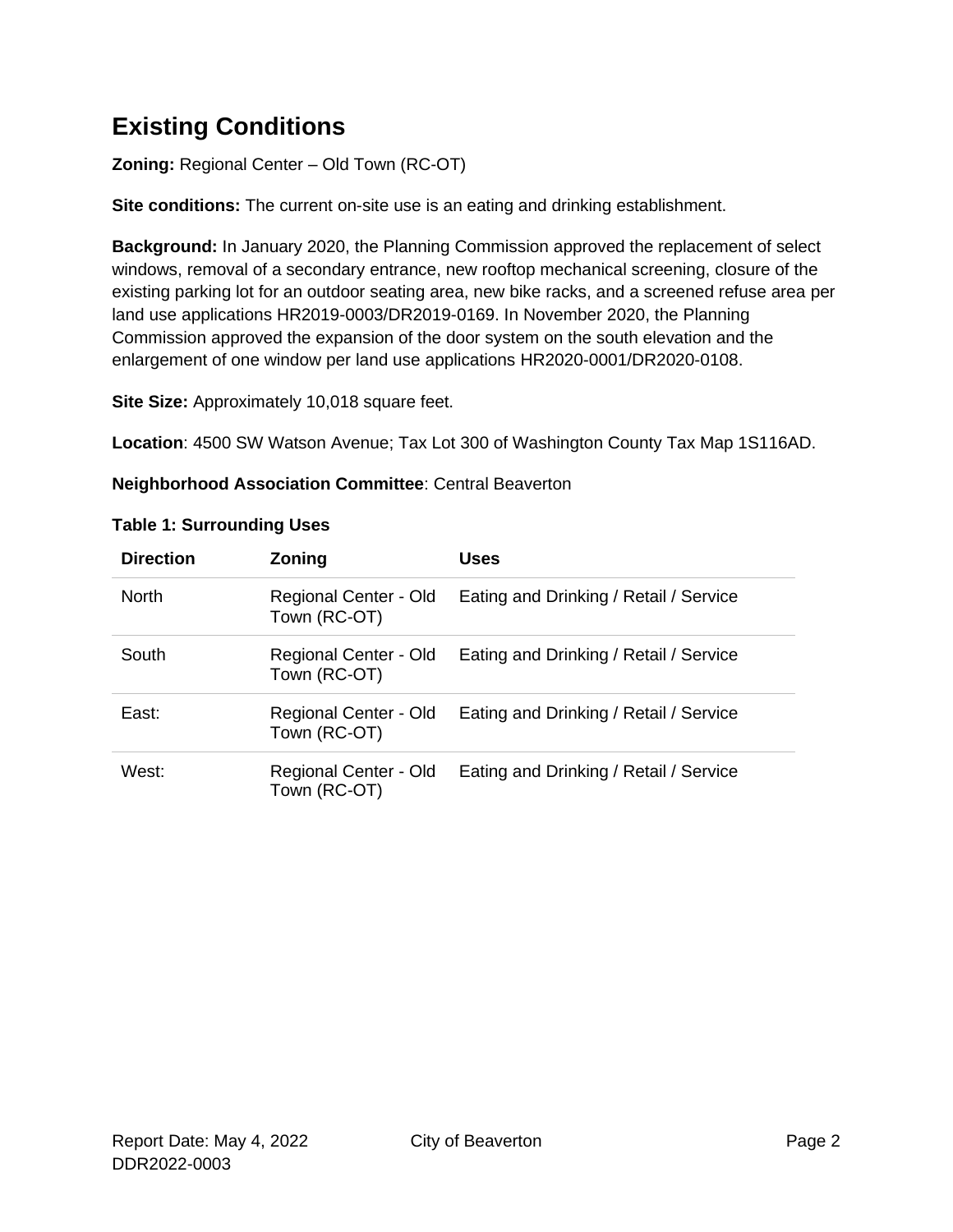## Existing Conditions

**Zoning:** Regional Center – Old Town (RC-OT)

**Site conditions:** The current on-site use is an eating and drinking establishment.

**Background:** In January 2020, the Planning Commission approved the replacement of select windows, removal of a secondary entrance, new rooftop mechanical screening, closure of the existing parking lot for an outdoor seating area, new bike racks, and a screened refuse area per land use applications HR2019-0003/DR2019-0169. In November 2020, the Planning Commission approved the expansion of the door system on the south elevation and the enlargement of one window per land use applications HR2020-0001/DR2020-0108.

**Site Size:** Approximately 10,018 square feet.

**Location**: 4500 SW Watson Avenue; Tax Lot 300 of Washington County Tax Map 1S116AD.

**Neighborhood Association Committee**: Central Beaverton

**Table 1: Surrounding Uses**

| Direction | Zoning | Uses |
|---|---|---|
| North | Regional Center - Old Town (RC-OT) | Eating and Drinking / Retail / Service |
| South | Regional Center - Old Town (RC-OT) | Eating and Drinking / Retail / Service |
| East: | Regional Center - Old Town (RC-OT) | Eating and Drinking / Retail / Service |
| West: | Regional Center - Old Town (RC-OT) | Eating and Drinking / Retail / Service |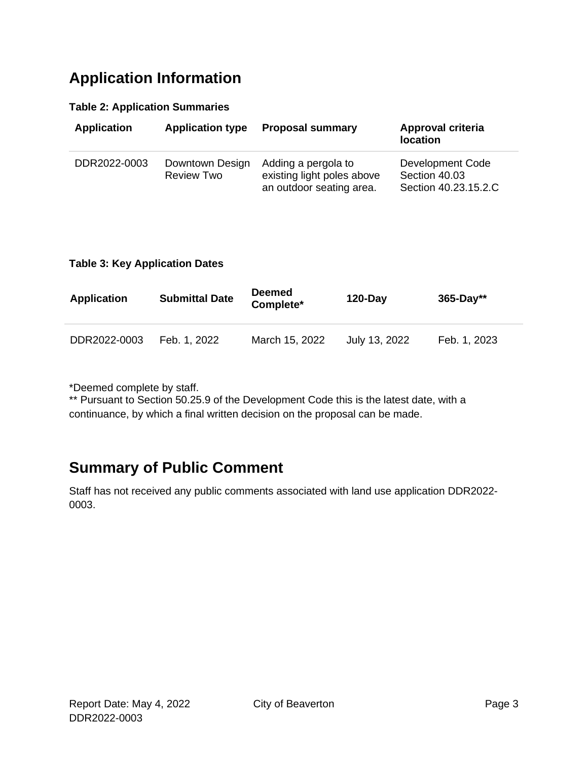## Application Information

**Table 2: Application Summaries**

| Application | Application type | Proposal summary | Approval criteria location |
|---|---|---|---|
| DDR2022-0003 | Downtown Design Review Two | Adding a pergola to existing light poles above an outdoor seating area. | Development Code Section 40.03 Section 40.23.15.2.C |

**Table 3: Key Application Dates**

| Application | Submittal Date | Deemed Complete* | 120-Day | 365-Day** |
|---|---|---|---|---|
| DDR2022-0003 | Feb. 1, 2022 | March 15, 2022 | July 13, 2022 | Feb. 1, 2023 |

*Deemed complete by staff.
** Pursuant to Section 50.25.9 of the Development Code this is the latest date, with a continuance, by which a final written decision on the proposal can be made.

## Summary of Public Comment

Staff has not received any public comments associated with land use application DDR2022-0003.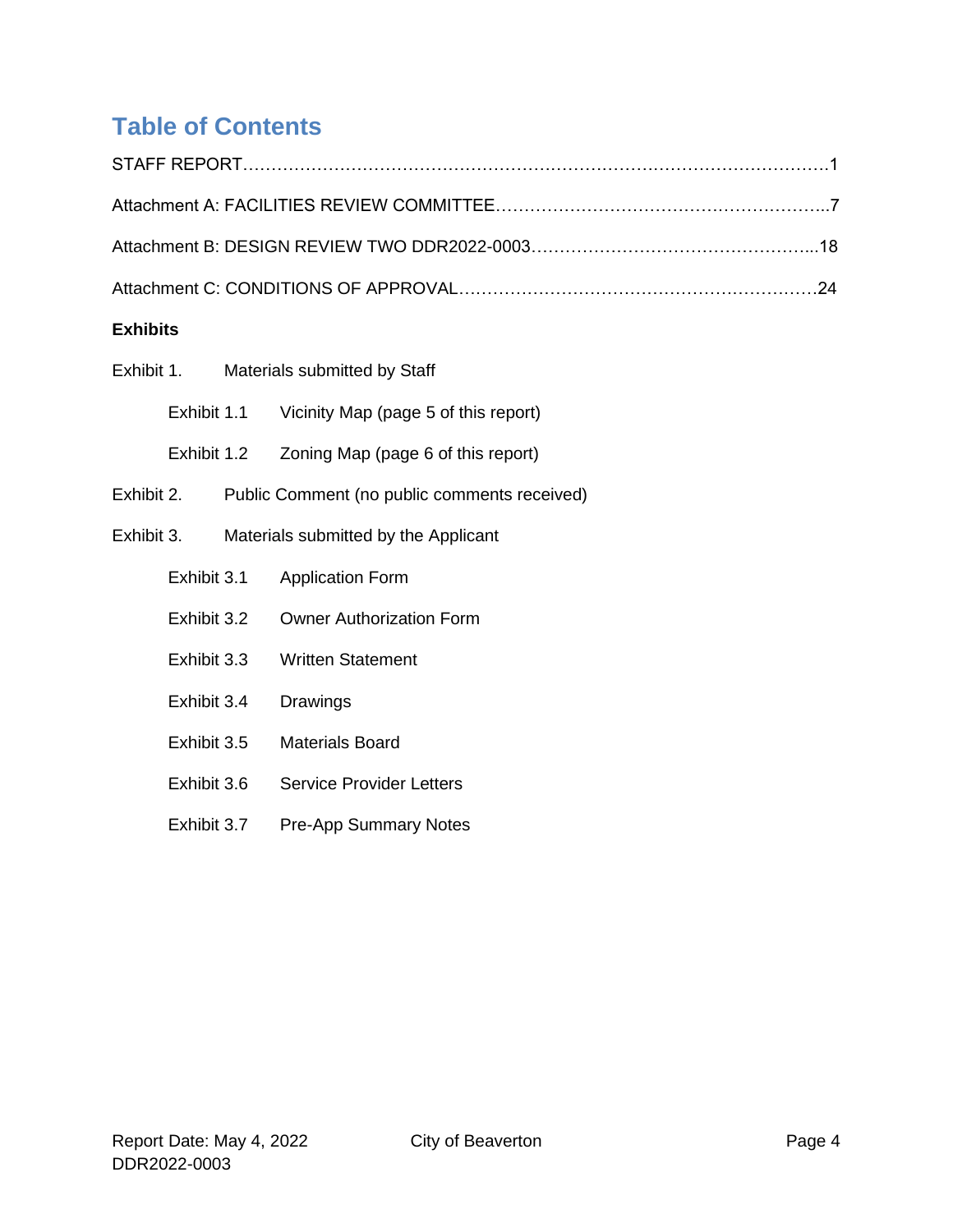# Table of Contents

STAFF REPORT……………………………………………………………………………………1

Attachment A: FACILITIES REVIEW COMMITTEE…………………………………………………..7

Attachment B: DESIGN REVIEW TWO DDR2022-0003…………………………………………...18

Attachment C: CONDITIONS OF APPROVAL……………………………………………………24

**Exhibits**

Exhibit 1. Materials submitted by Staff

- Exhibit 1.1 Vicinity Map (page 5 of this report)
- Exhibit 1.2 Zoning Map (page 6 of this report)

Exhibit 2. Public Comment (no public comments received)

Exhibit 3. Materials submitted by the Applicant

- Exhibit 3.1 Application Form
- Exhibit 3.2 Owner Authorization Form
- Exhibit 3.3 Written Statement
- Exhibit 3.4 Drawings
- Exhibit 3.5 Materials Board
- Exhibit 3.6 Service Provider Letters
- Exhibit 3.7 Pre-App Summary Notes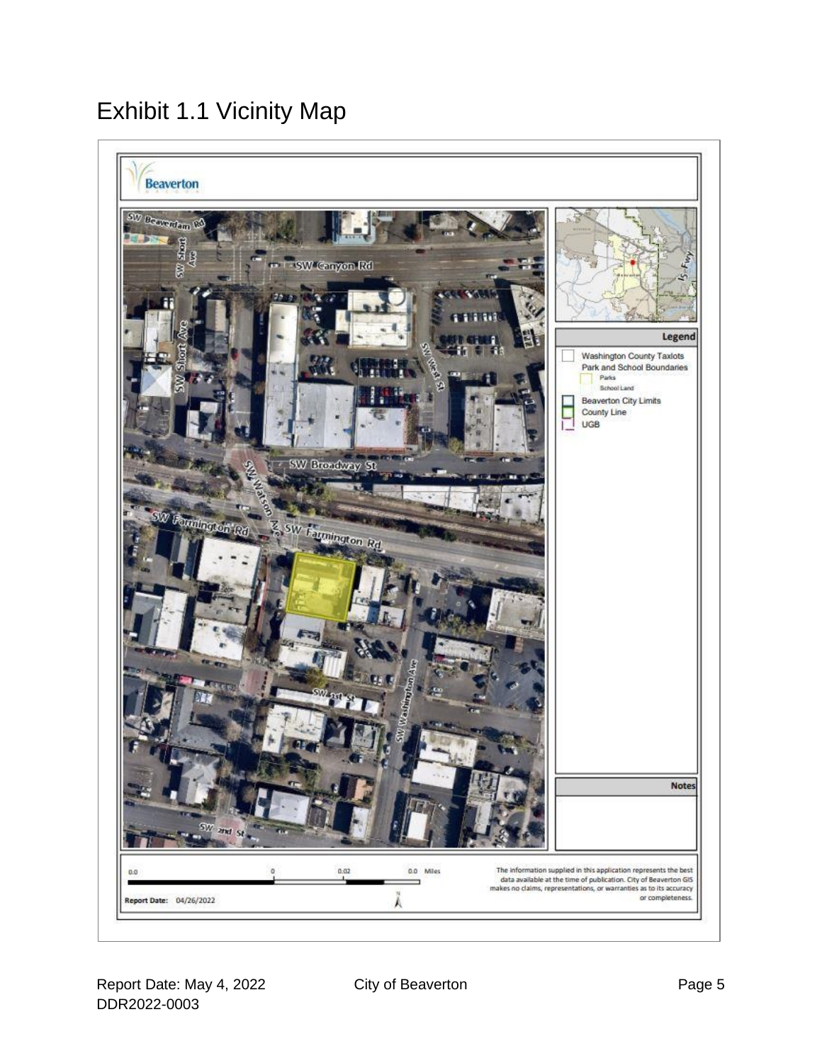# Exhibit 1.1 Vicinity Map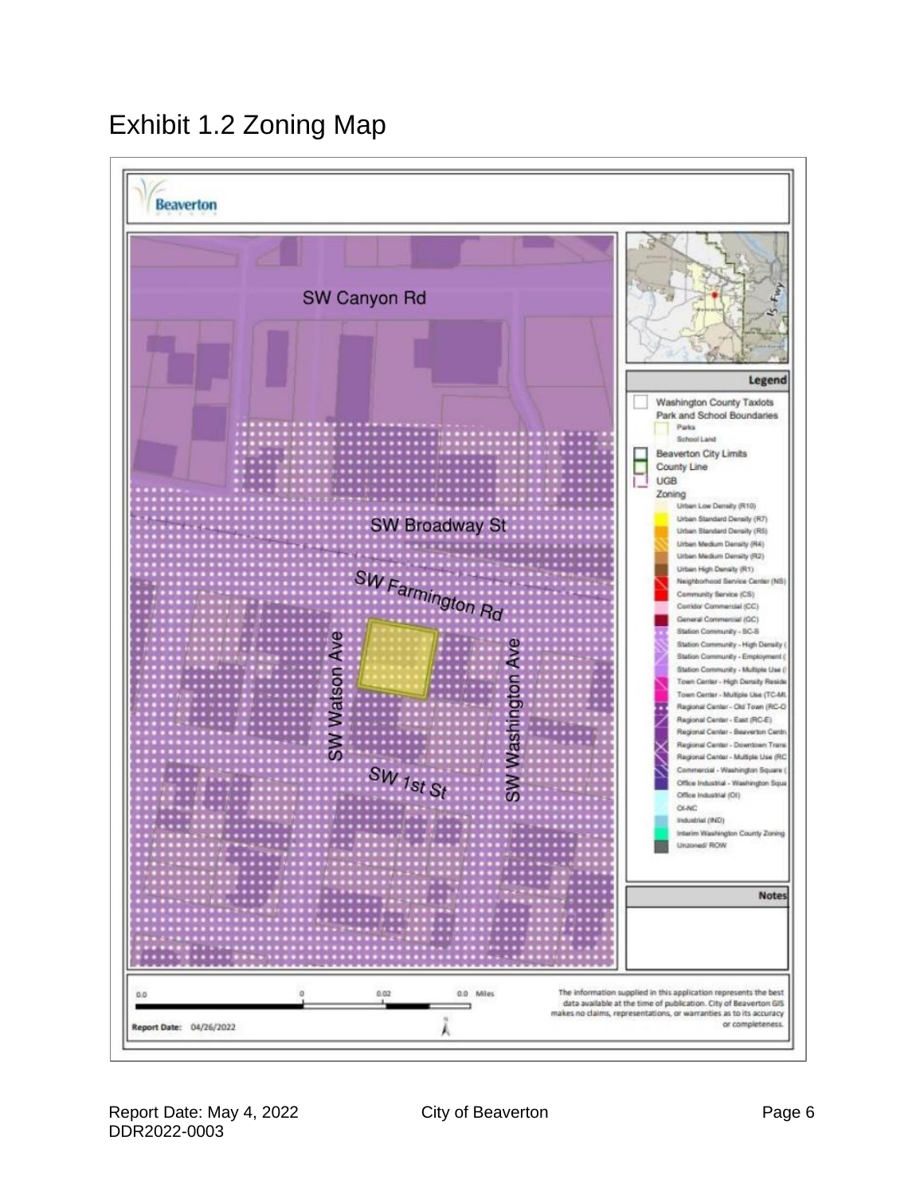# Exhibit 1.2 Zoning Map

Beaverton

SW Canyon Rd

SW Broadway St

SW Farmington Rd

SW Watson Ave

SW Washington Ave

SW 1st St

**Legend**

- Washington County Taxlots
- Park and School Boundaries
  - Parks
  - School Land
- Beaverton City Limits
- County Line
- UGB
- Zoning
  - Urban Low Density (R10)
  - Urban Standard Density (R7)
  - Urban Standard Density (R5)
  - Urban Medium Density (R4)
  - Urban Medium Density (R2)
  - Urban High Density (R1)
  - Neighborhood Service Center (NS)
  - Community Service (CS)
  - Corridor Commercial (CC)
  - General Commercial (GC)
  - Station Community - SC-S
  - Station Community - High Density (
  - Station Community - Employment (
  - Station Community - Multiple Use (
  - Town Center - High Density Reside
  - Town Center - Multiple Use (TC-MU
  - Regional Center - Old Town (RC-O
  - Regional Center - East (RC-E)
  - Regional Center - Beaverton Centr
  - Regional Center - Downtown Trans
  - Regional Center - Multiple Use (RC
  - Commercial - Washington Square (
  - Office Industrial - Washington Squa
  - Office Industrial (OI)
  - OI-NC
  - Industrial (IND)
  - Interim Washington County Zoning
  - Unzoned/ ROW

**Notes**

0.0 0 0.02 0.0 Miles

**Report Date:** 04/26/2022

The information supplied in this application represents the best data available at the time of publication. City of Beaverton GIS makes no claims, representations, or warranties as to its accuracy or completeness.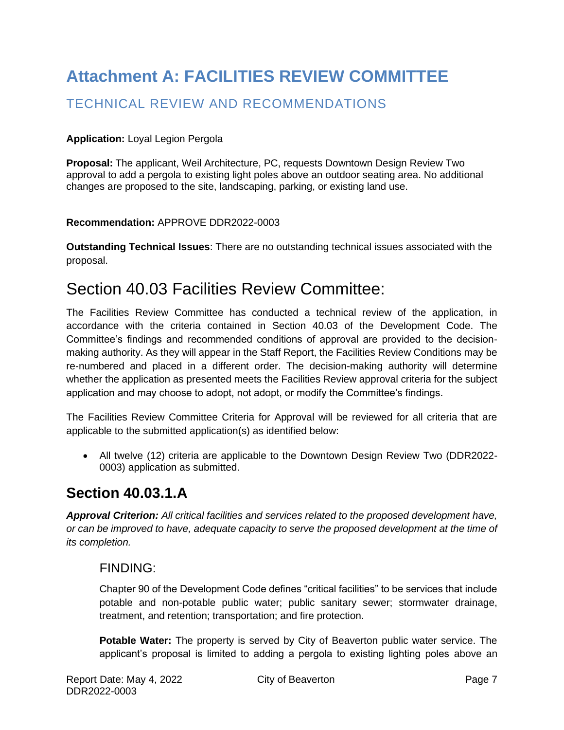# Attachment A: FACILITIES REVIEW COMMITTEE

## TECHNICAL REVIEW AND RECOMMENDATIONS

**Application:** Loyal Legion Pergola

**Proposal:** The applicant, Weil Architecture, PC, requests Downtown Design Review Two approval to add a pergola to existing light poles above an outdoor seating area. No additional changes are proposed to the site, landscaping, parking, or existing land use.

**Recommendation:** APPROVE DDR2022-0003

**Outstanding Technical Issues**: There are no outstanding technical issues associated with the proposal.

# Section 40.03 Facilities Review Committee:

The Facilities Review Committee has conducted a technical review of the application, in accordance with the criteria contained in Section 40.03 of the Development Code. The Committee's findings and recommended conditions of approval are provided to the decision-making authority. As they will appear in the Staff Report, the Facilities Review Conditions may be re-numbered and placed in a different order. The decision-making authority will determine whether the application as presented meets the Facilities Review approval criteria for the subject application and may choose to adopt, not adopt, or modify the Committee's findings.

The Facilities Review Committee Criteria for Approval will be reviewed for all criteria that are applicable to the submitted application(s) as identified below:

- All twelve (12) criteria are applicable to the Downtown Design Review Two (DDR2022-0003) application as submitted.

## Section 40.03.1.A

***Approval Criterion:*** *All critical facilities and services related to the proposed development have, or can be improved to have, adequate capacity to serve the proposed development at the time of its completion.*

### FINDING:

Chapter 90 of the Development Code defines "critical facilities" to be services that include potable and non-potable public water; public sanitary sewer; stormwater drainage, treatment, and retention; transportation; and fire protection.

**Potable Water:** The property is served by City of Beaverton public water service. The applicant's proposal is limited to adding a pergola to existing lighting poles above an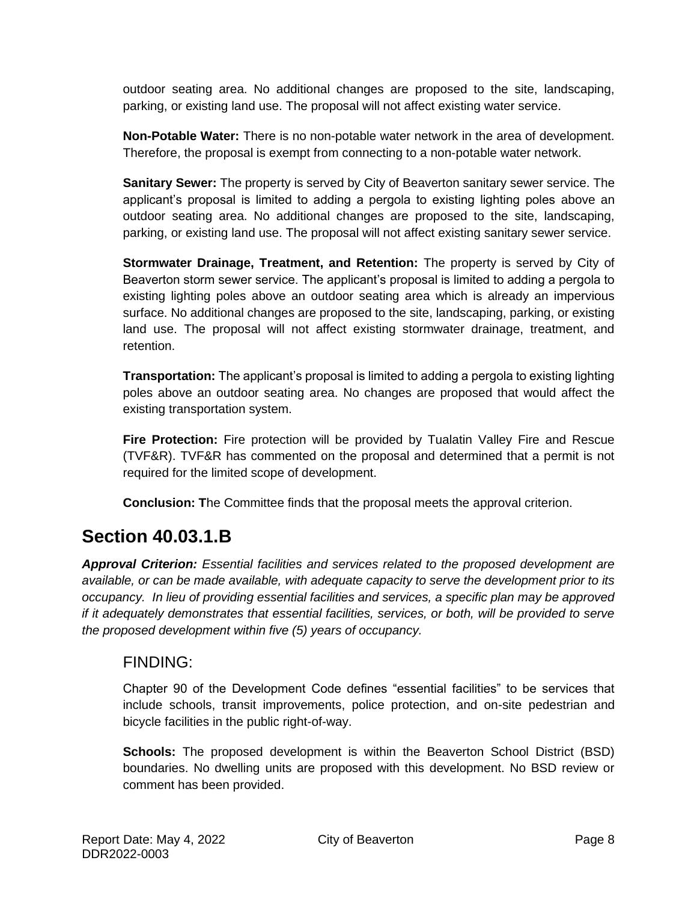outdoor seating area. No additional changes are proposed to the site, landscaping, parking, or existing land use. The proposal will not affect existing water service.

**Non-Potable Water:** There is no non-potable water network in the area of development. Therefore, the proposal is exempt from connecting to a non-potable water network.

**Sanitary Sewer:** The property is served by City of Beaverton sanitary sewer service. The applicant's proposal is limited to adding a pergola to existing lighting poles above an outdoor seating area. No additional changes are proposed to the site, landscaping, parking, or existing land use. The proposal will not affect existing sanitary sewer service.

**Stormwater Drainage, Treatment, and Retention:** The property is served by City of Beaverton storm sewer service. The applicant's proposal is limited to adding a pergola to existing lighting poles above an outdoor seating area which is already an impervious surface. No additional changes are proposed to the site, landscaping, parking, or existing land use. The proposal will not affect existing stormwater drainage, treatment, and retention.

**Transportation:** The applicant's proposal is limited to adding a pergola to existing lighting poles above an outdoor seating area. No changes are proposed that would affect the existing transportation system.

**Fire Protection:** Fire protection will be provided by Tualatin Valley Fire and Rescue (TVF&R). TVF&R has commented on the proposal and determined that a permit is not required for the limited scope of development.

**Conclusion: T**he Committee finds that the proposal meets the approval criterion.

## Section 40.03.1.B

***Approval Criterion:*** *Essential facilities and services related to the proposed development are available, or can be made available, with adequate capacity to serve the development prior to its occupancy. In lieu of providing essential facilities and services, a specific plan may be approved if it adequately demonstrates that essential facilities, services, or both, will be provided to serve the proposed development within five (5) years of occupancy.*

### FINDING:

Chapter 90 of the Development Code defines "essential facilities" to be services that include schools, transit improvements, police protection, and on-site pedestrian and bicycle facilities in the public right-of-way.

**Schools:** The proposed development is within the Beaverton School District (BSD) boundaries. No dwelling units are proposed with this development. No BSD review or comment has been provided.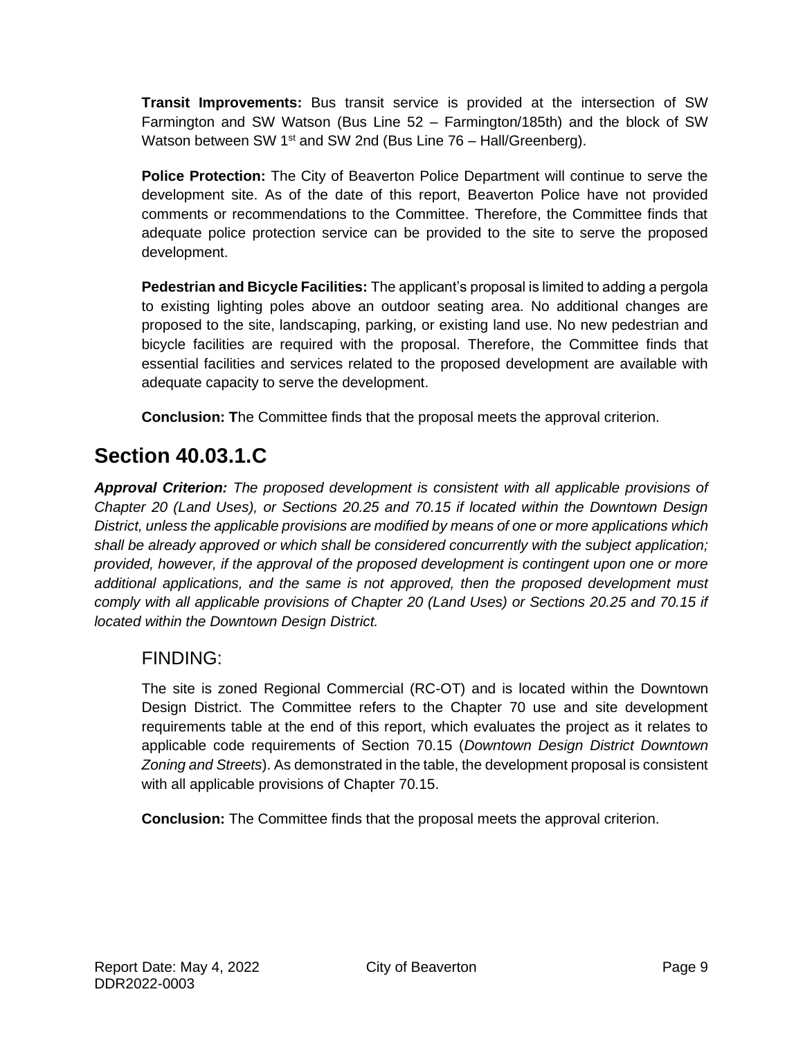**Transit Improvements:** Bus transit service is provided at the intersection of SW Farmington and SW Watson (Bus Line 52 – Farmington/185th) and the block of SW Watson between SW 1st and SW 2nd (Bus Line 76 – Hall/Greenberg).

**Police Protection:** The City of Beaverton Police Department will continue to serve the development site. As of the date of this report, Beaverton Police have not provided comments or recommendations to the Committee. Therefore, the Committee finds that adequate police protection service can be provided to the site to serve the proposed development.

**Pedestrian and Bicycle Facilities:** The applicant's proposal is limited to adding a pergola to existing lighting poles above an outdoor seating area. No additional changes are proposed to the site, landscaping, parking, or existing land use. No new pedestrian and bicycle facilities are required with the proposal. Therefore, the Committee finds that essential facilities and services related to the proposed development are available with adequate capacity to serve the development.

**Conclusion: T**he Committee finds that the proposal meets the approval criterion.

## Section 40.03.1.C

***Approval Criterion:*** *The proposed development is consistent with all applicable provisions of Chapter 20 (Land Uses), or Sections 20.25 and 70.15 if located within the Downtown Design District, unless the applicable provisions are modified by means of one or more applications which shall be already approved or which shall be considered concurrently with the subject application; provided, however, if the approval of the proposed development is contingent upon one or more additional applications, and the same is not approved, then the proposed development must comply with all applicable provisions of Chapter 20 (Land Uses) or Sections 20.25 and 70.15 if located within the Downtown Design District.*

### FINDING:

The site is zoned Regional Commercial (RC-OT) and is located within the Downtown Design District. The Committee refers to the Chapter 70 use and site development requirements table at the end of this report, which evaluates the project as it relates to applicable code requirements of Section 70.15 (*Downtown Design District Downtown Zoning and Streets*). As demonstrated in the table, the development proposal is consistent with all applicable provisions of Chapter 70.15.

**Conclusion:** The Committee finds that the proposal meets the approval criterion.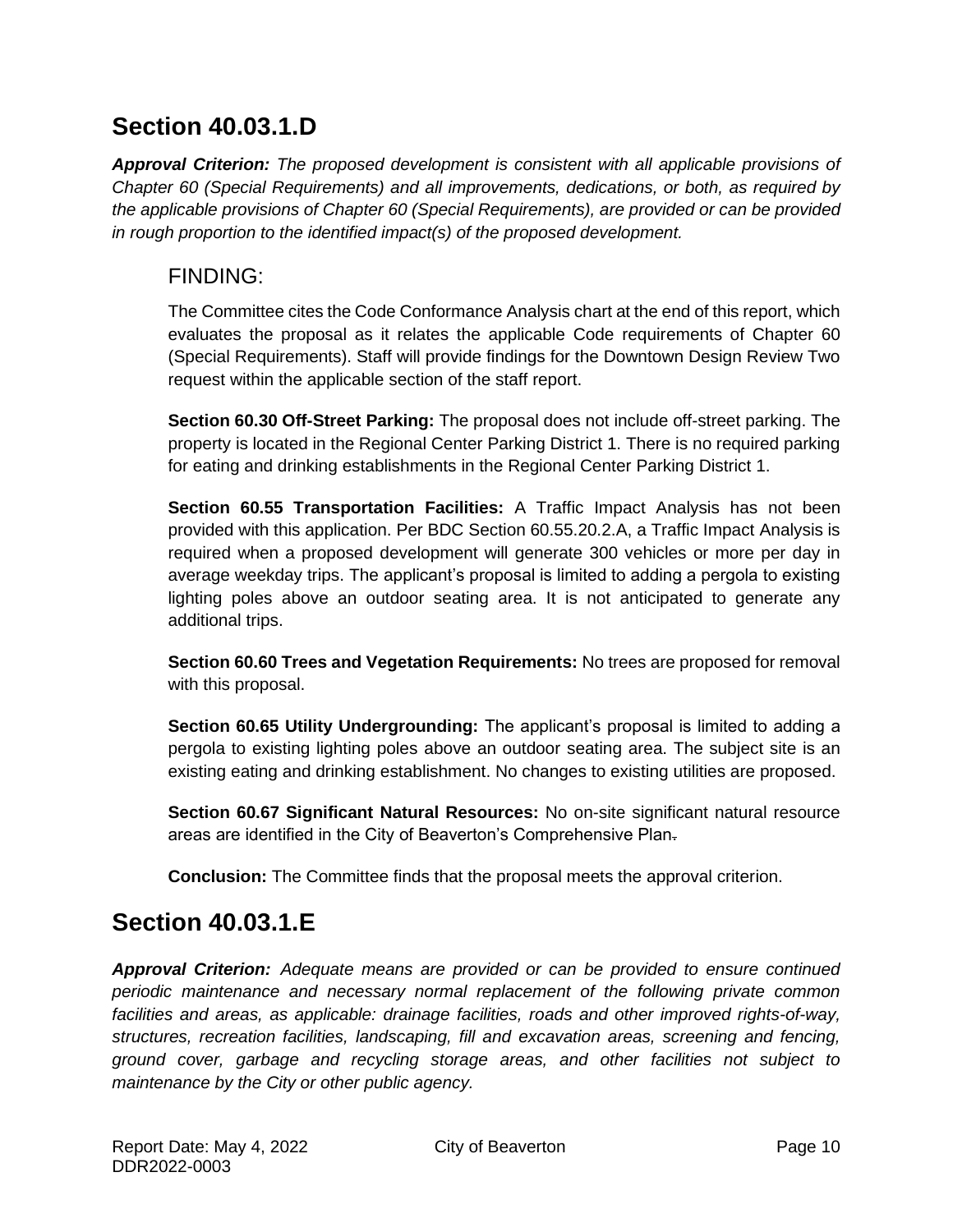## Section 40.03.1.D

***Approval Criterion:*** *The proposed development is consistent with all applicable provisions of Chapter 60 (Special Requirements) and all improvements, dedications, or both, as required by the applicable provisions of Chapter 60 (Special Requirements), are provided or can be provided in rough proportion to the identified impact(s) of the proposed development.*

### FINDING:

The Committee cites the Code Conformance Analysis chart at the end of this report, which evaluates the proposal as it relates the applicable Code requirements of Chapter 60 (Special Requirements). Staff will provide findings for the Downtown Design Review Two request within the applicable section of the staff report.

**Section 60.30 Off-Street Parking:** The proposal does not include off-street parking. The property is located in the Regional Center Parking District 1. There is no required parking for eating and drinking establishments in the Regional Center Parking District 1.

**Section 60.55 Transportation Facilities:** A Traffic Impact Analysis has not been provided with this application. Per BDC Section 60.55.20.2.A, a Traffic Impact Analysis is required when a proposed development will generate 300 vehicles or more per day in average weekday trips. The applicant's proposal is limited to adding a pergola to existing lighting poles above an outdoor seating area. It is not anticipated to generate any additional trips.

**Section 60.60 Trees and Vegetation Requirements:** No trees are proposed for removal with this proposal.

**Section 60.65 Utility Undergrounding:** The applicant's proposal is limited to adding a pergola to existing lighting poles above an outdoor seating area. The subject site is an existing eating and drinking establishment. No changes to existing utilities are proposed.

**Section 60.67 Significant Natural Resources:** No on-site significant natural resource areas are identified in the City of Beaverton's Comprehensive Plan.

**Conclusion:** The Committee finds that the proposal meets the approval criterion.

## Section 40.03.1.E

***Approval Criterion:*** *Adequate means are provided or can be provided to ensure continued periodic maintenance and necessary normal replacement of the following private common facilities and areas, as applicable: drainage facilities, roads and other improved rights-of-way, structures, recreation facilities, landscaping, fill and excavation areas, screening and fencing, ground cover, garbage and recycling storage areas, and other facilities not subject to maintenance by the City or other public agency.*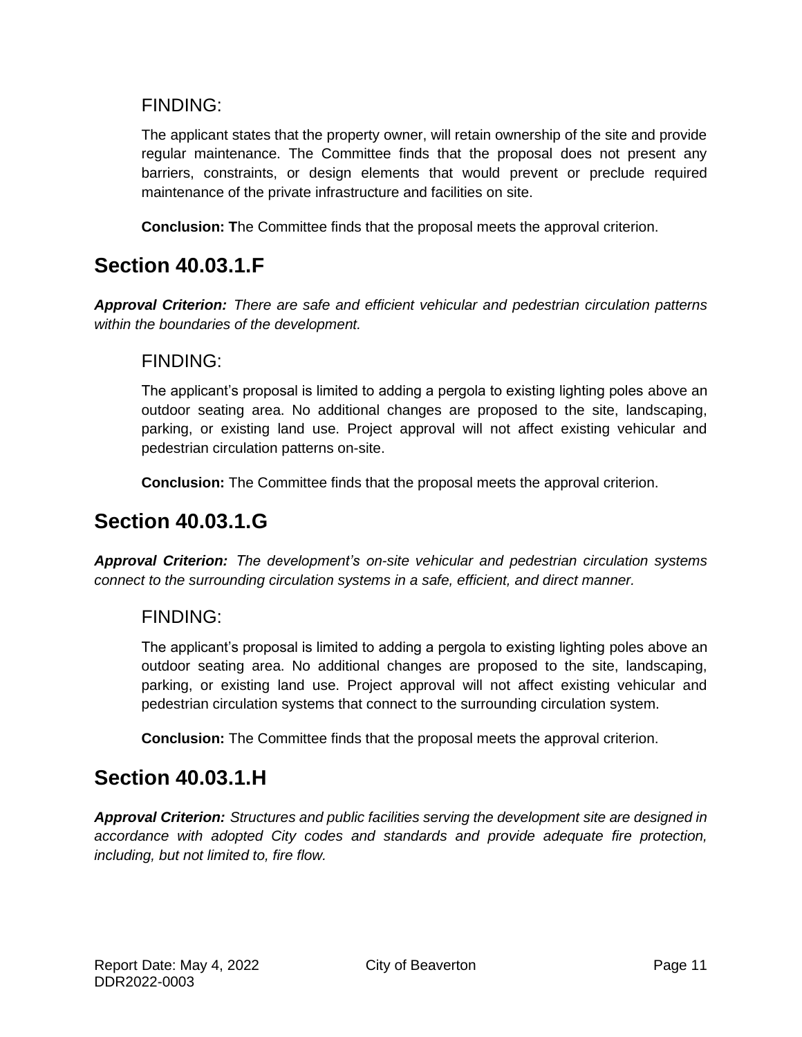### FINDING:

The applicant states that the property owner, will retain ownership of the site and provide regular maintenance. The Committee finds that the proposal does not present any barriers, constraints, or design elements that would prevent or preclude required maintenance of the private infrastructure and facilities on site.

**Conclusion: T**he Committee finds that the proposal meets the approval criterion.

## Section 40.03.1.F

***Approval Criterion:*** *There are safe and efficient vehicular and pedestrian circulation patterns within the boundaries of the development.*

### FINDING:

The applicant's proposal is limited to adding a pergola to existing lighting poles above an outdoor seating area. No additional changes are proposed to the site, landscaping, parking, or existing land use. Project approval will not affect existing vehicular and pedestrian circulation patterns on-site.

**Conclusion:** The Committee finds that the proposal meets the approval criterion.

## Section 40.03.1.G

***Approval Criterion:*** *The development's on-site vehicular and pedestrian circulation systems connect to the surrounding circulation systems in a safe, efficient, and direct manner.*

### FINDING:

The applicant's proposal is limited to adding a pergola to existing lighting poles above an outdoor seating area. No additional changes are proposed to the site, landscaping, parking, or existing land use. Project approval will not affect existing vehicular and pedestrian circulation systems that connect to the surrounding circulation system.

**Conclusion:** The Committee finds that the proposal meets the approval criterion.

## Section 40.03.1.H

***Approval Criterion:*** *Structures and public facilities serving the development site are designed in accordance with adopted City codes and standards and provide adequate fire protection, including, but not limited to, fire flow.*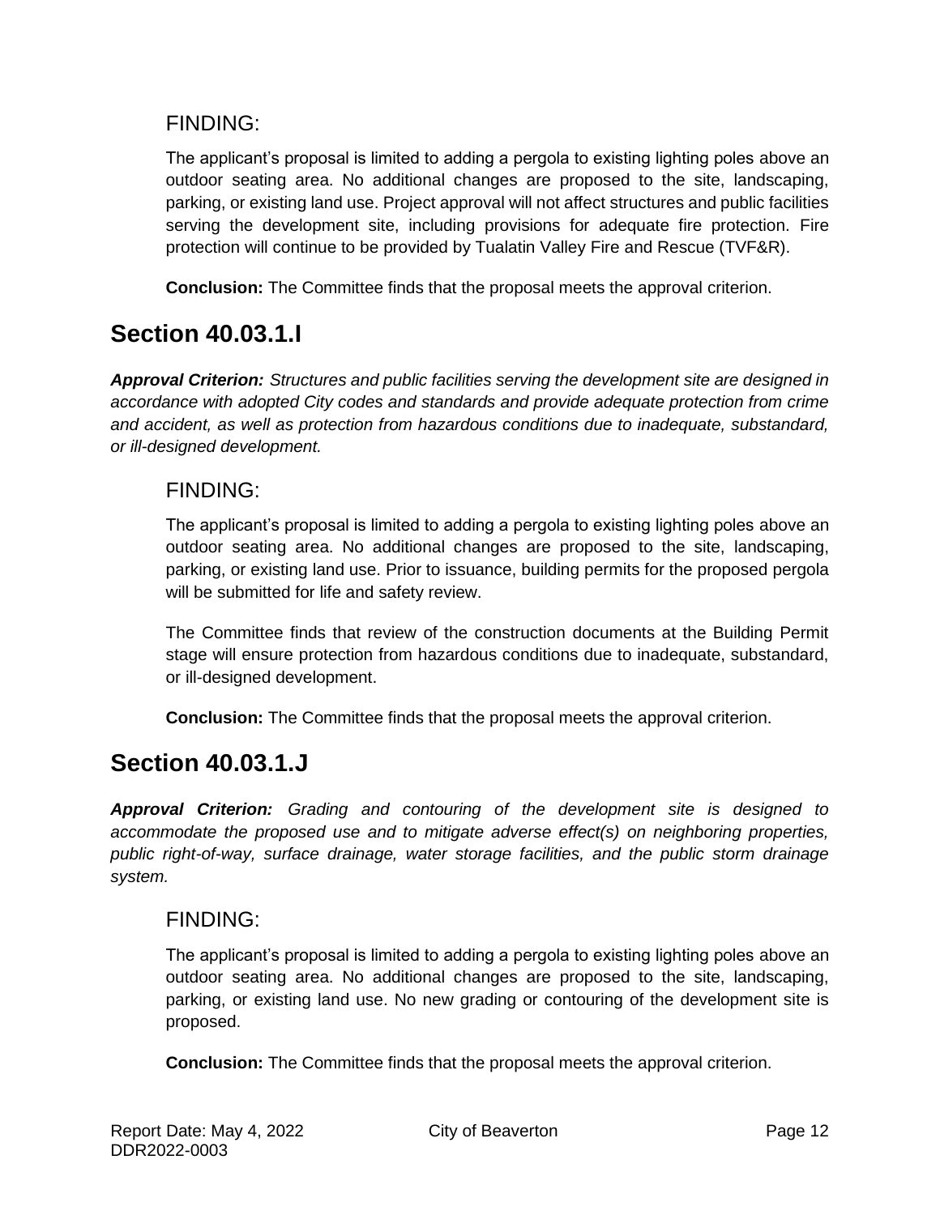### FINDING:

The applicant's proposal is limited to adding a pergola to existing lighting poles above an outdoor seating area. No additional changes are proposed to the site, landscaping, parking, or existing land use. Project approval will not affect structures and public facilities serving the development site, including provisions for adequate fire protection. Fire protection will continue to be provided by Tualatin Valley Fire and Rescue (TVF&R).

**Conclusion:** The Committee finds that the proposal meets the approval criterion.

## Section 40.03.1.I

***Approval Criterion:*** *Structures and public facilities serving the development site are designed in accordance with adopted City codes and standards and provide adequate protection from crime and accident, as well as protection from hazardous conditions due to inadequate, substandard, or ill-designed development.*

### FINDING:

The applicant's proposal is limited to adding a pergola to existing lighting poles above an outdoor seating area. No additional changes are proposed to the site, landscaping, parking, or existing land use. Prior to issuance, building permits for the proposed pergola will be submitted for life and safety review.

The Committee finds that review of the construction documents at the Building Permit stage will ensure protection from hazardous conditions due to inadequate, substandard, or ill-designed development.

**Conclusion:** The Committee finds that the proposal meets the approval criterion.

## Section 40.03.1.J

***Approval Criterion:*** *Grading and contouring of the development site is designed to accommodate the proposed use and to mitigate adverse effect(s) on neighboring properties, public right-of-way, surface drainage, water storage facilities, and the public storm drainage system.*

### FINDING:

The applicant's proposal is limited to adding a pergola to existing lighting poles above an outdoor seating area. No additional changes are proposed to the site, landscaping, parking, or existing land use. No new grading or contouring of the development site is proposed.

**Conclusion:** The Committee finds that the proposal meets the approval criterion.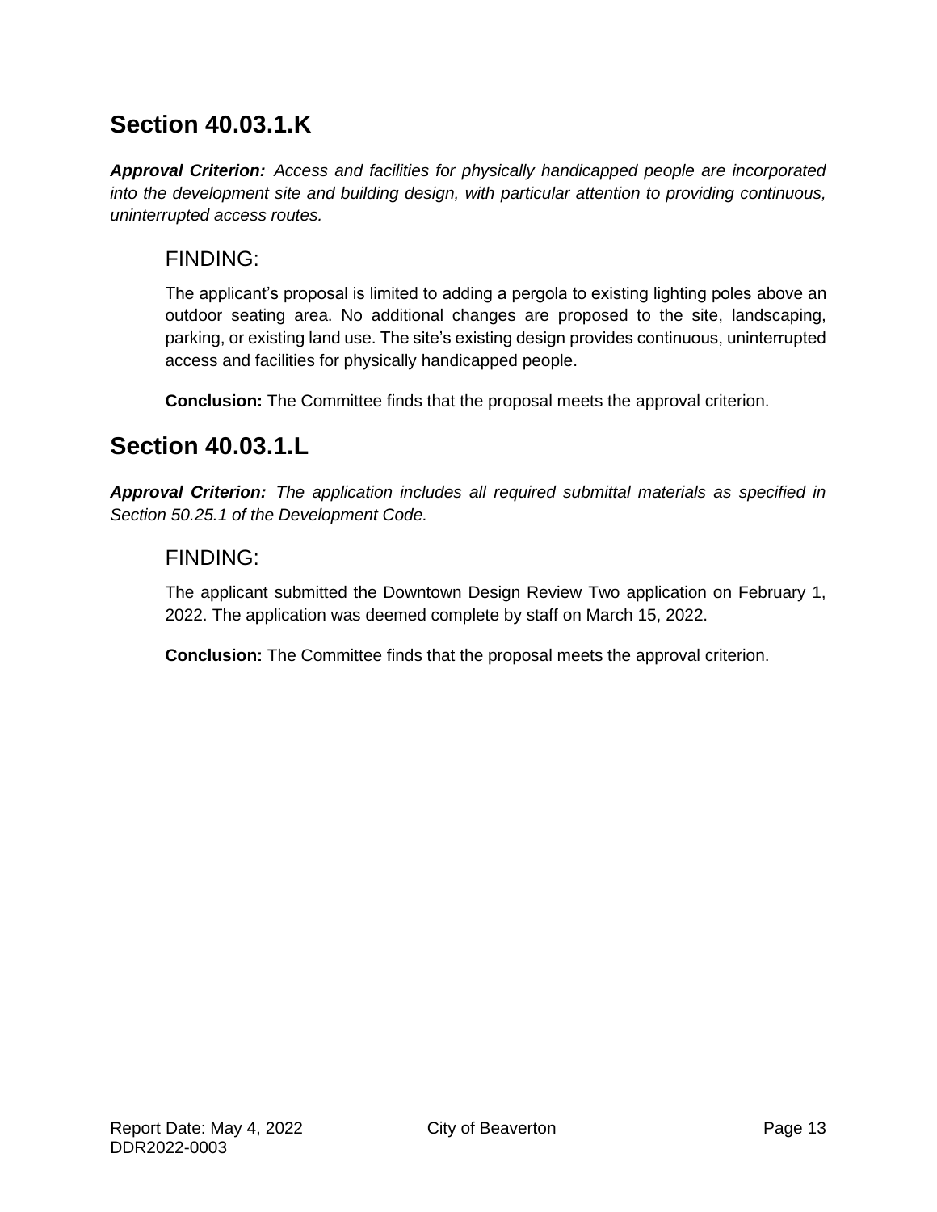## Section 40.03.1.K

***Approval Criterion:*** *Access and facilities for physically handicapped people are incorporated into the development site and building design, with particular attention to providing continuous, uninterrupted access routes.*

### FINDING:

The applicant's proposal is limited to adding a pergola to existing lighting poles above an outdoor seating area. No additional changes are proposed to the site, landscaping, parking, or existing land use. The site's existing design provides continuous, uninterrupted access and facilities for physically handicapped people.

**Conclusion:** The Committee finds that the proposal meets the approval criterion.

## Section 40.03.1.L

***Approval Criterion:*** *The application includes all required submittal materials as specified in Section 50.25.1 of the Development Code.*

### FINDING:

The applicant submitted the Downtown Design Review Two application on February 1, 2022. The application was deemed complete by staff on March 15, 2022.

**Conclusion:** The Committee finds that the proposal meets the approval criterion.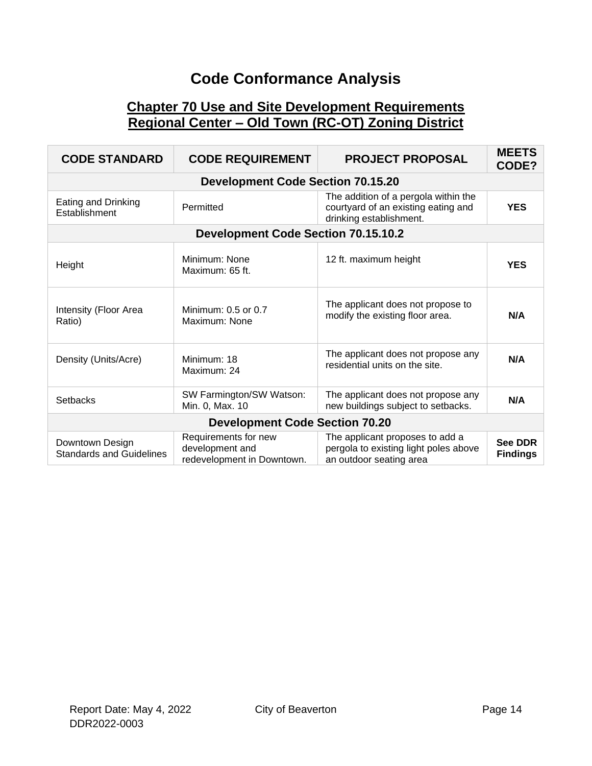# Code Conformance Analysis

## Chapter 70 Use and Site Development Requirements
## Regional Center – Old Town (RC-OT) Zoning District

| CODE STANDARD | CODE REQUIREMENT | PROJECT PROPOSAL | MEETS CODE? |
|---|---|---|---|
| **Development Code Section 70.15.20** | | | |
| Eating and Drinking Establishment | Permitted | The addition of a pergola within the courtyard of an existing eating and drinking establishment. | **YES** |
| **Development Code Section 70.15.10.2** | | | |
| Height | Minimum: None<br>Maximum: 65 ft. | 12 ft. maximum height | **YES** |
| Intensity (Floor Area Ratio) | Minimum: 0.5 or 0.7<br>Maximum: None | The applicant does not propose to modify the existing floor area. | **N/A** |
| Density (Units/Acre) | Minimum: 18<br>Maximum: 24 | The applicant does not propose any residential units on the site. | **N/A** |
| Setbacks | SW Farmington/SW Watson: Min. 0, Max. 10 | The applicant does not propose any new buildings subject to setbacks. | **N/A** |
| **Development Code Section 70.20** | | | |
| Downtown Design Standards and Guidelines | Requirements for new development and redevelopment in Downtown. | The applicant proposes to add a pergola to existing light poles above an outdoor seating area | **See DDR Findings** |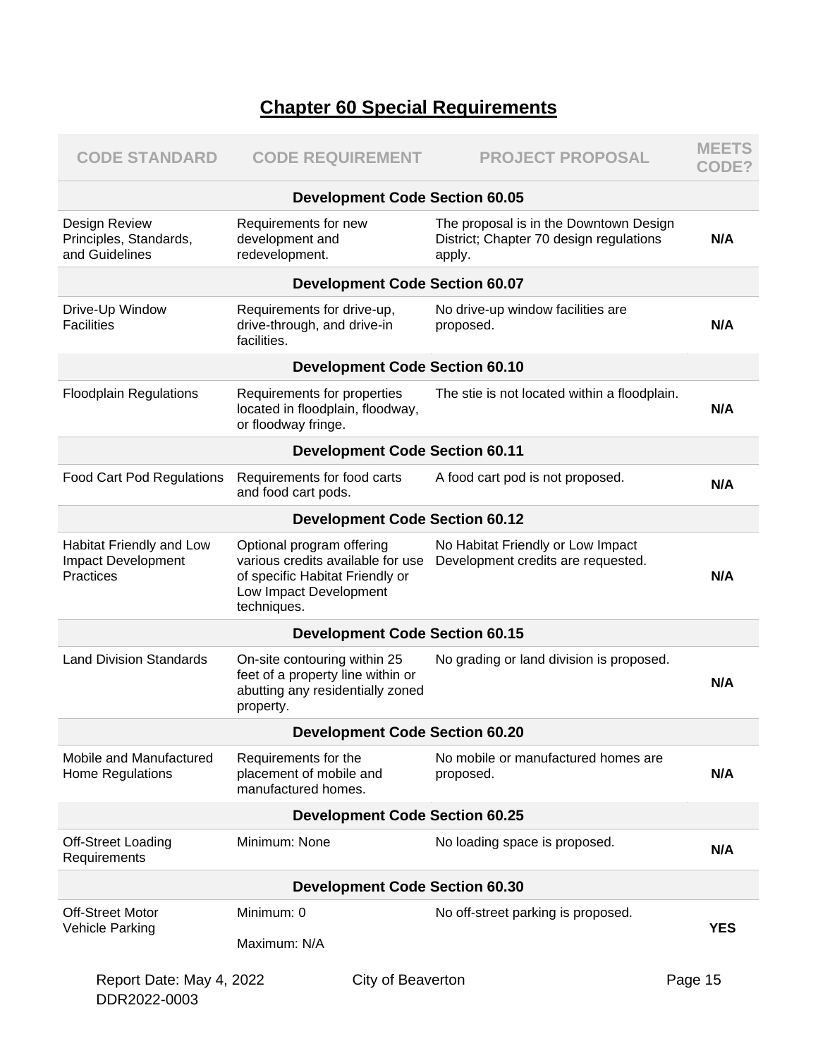## Chapter 60 Special Requirements

| CODE STANDARD | CODE REQUIREMENT | PROJECT PROPOSAL | MEETS CODE? |
|---|---|---|---|
| **Development Code Section 60.05** | | | |
| Design Review Principles, Standards, and Guidelines | Requirements for new development and redevelopment. | The proposal is in the Downtown Design District; Chapter 70 design regulations apply. | **N/A** |
| **Development Code Section 60.07** | | | |
| Drive-Up Window Facilities | Requirements for drive-up, drive-through, and drive-in facilities. | No drive-up window facilities are proposed. | **N/A** |
| **Development Code Section 60.10** | | | |
| Floodplain Regulations | Requirements for properties located in floodplain, floodway, or floodway fringe. | The stie is not located within a floodplain. | **N/A** |
| **Development Code Section 60.11** | | | |
| Food Cart Pod Regulations | Requirements for food carts and food cart pods. | A food cart pod is not proposed. | **N/A** |
| **Development Code Section 60.12** | | | |
| Habitat Friendly and Low Impact Development Practices | Optional program offering various credits available for use of specific Habitat Friendly or Low Impact Development techniques. | No Habitat Friendly or Low Impact Development credits are requested. | **N/A** |
| **Development Code Section 60.15** | | | |
| Land Division Standards | On-site contouring within 25 feet of a property line within or abutting any residentially zoned property. | No grading or land division is proposed. | **N/A** |
| **Development Code Section 60.20** | | | |
| Mobile and Manufactured Home Regulations | Requirements for the placement of mobile and manufactured homes. | No mobile or manufactured homes are proposed. | **N/A** |
| **Development Code Section 60.25** | | | |
| Off-Street Loading Requirements | Minimum: None | No loading space is proposed. | **N/A** |
| **Development Code Section 60.30** | | | |
| Off-Street Motor Vehicle Parking | Minimum: 0<br><br>Maximum: N/A | No off-street parking is proposed. | **YES** |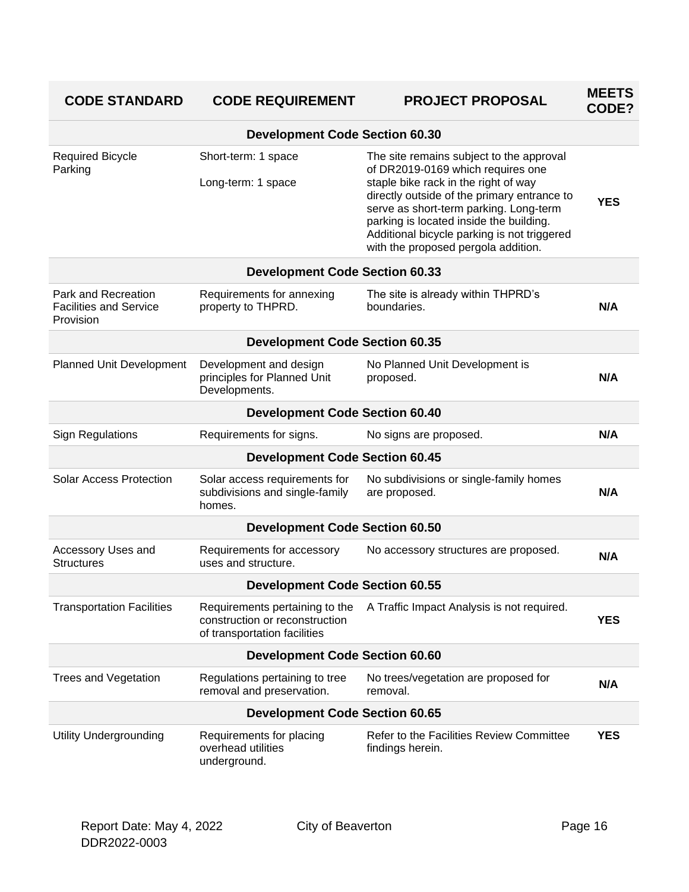| CODE STANDARD | CODE REQUIREMENT | PROJECT PROPOSAL | MEETS CODE? |
|---|---|---|---|
| **Development Code Section 60.30** | | | |
| Required Bicycle Parking | Short-term: 1 space<br>Long-term: 1 space | The site remains subject to the approval of DR2019-0169 which requires one staple bike rack in the right of way directly outside of the primary entrance to serve as short-term parking. Long-term parking is located inside the building. Additional bicycle parking is not triggered with the proposed pergola addition. | **YES** |
| **Development Code Section 60.33** | | | |
| Park and Recreation Facilities and Service Provision | Requirements for annexing property to THPRD. | The site is already within THPRD's boundaries. | **N/A** |
| **Development Code Section 60.35** | | | |
| Planned Unit Development | Development and design principles for Planned Unit Developments. | No Planned Unit Development is proposed. | **N/A** |
| **Development Code Section 60.40** | | | |
| Sign Regulations | Requirements for signs. | No signs are proposed. | **N/A** |
| **Development Code Section 60.45** | | | |
| Solar Access Protection | Solar access requirements for subdivisions and single-family homes. | No subdivisions or single-family homes are proposed. | **N/A** |
| **Development Code Section 60.50** | | | |
| Accessory Uses and Structures | Requirements for accessory uses and structure. | No accessory structures are proposed. | **N/A** |
| **Development Code Section 60.55** | | | |
| Transportation Facilities | Requirements pertaining to the construction or reconstruction of transportation facilities | A Traffic Impact Analysis is not required. | **YES** |
| **Development Code Section 60.60** | | | |
| Trees and Vegetation | Regulations pertaining to tree removal and preservation. | No trees/vegetation are proposed for removal. | **N/A** |
| **Development Code Section 60.65** | | | |
| Utility Undergrounding | Requirements for placing overhead utilities underground. | Refer to the Facilities Review Committee findings herein. | **YES** |

Report Date: May 4, 2022 City of Beaverton
DDR2022-0003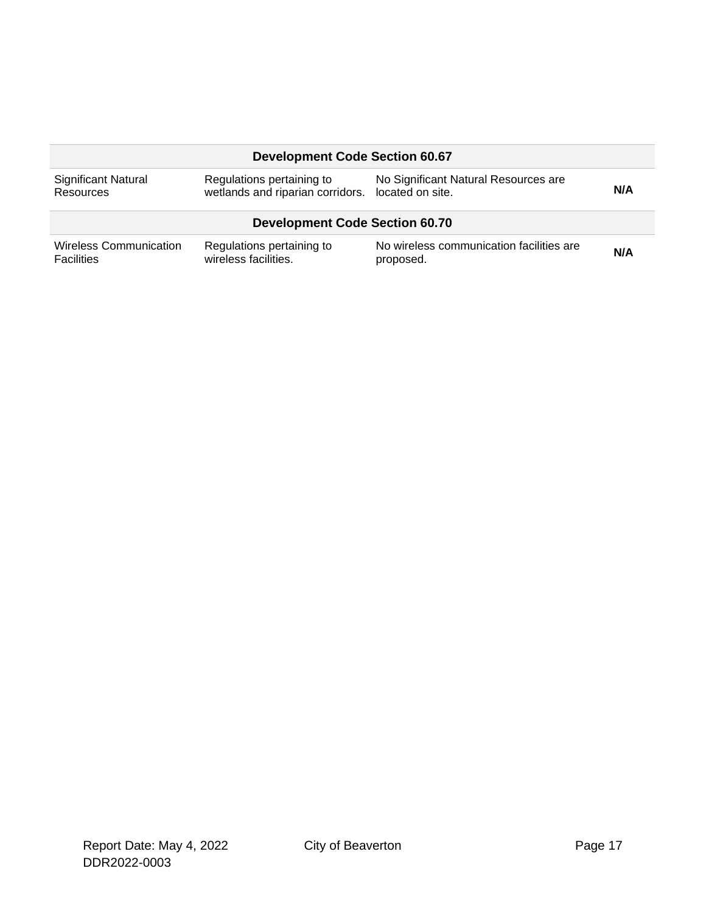| Development Code Section 60.67 | | | |
|---|---|---|---|
| Significant Natural Resources | Regulations pertaining to wetlands and riparian corridors. | No Significant Natural Resources are located on site. | **N/A** |
| **Development Code Section 60.70** | | | |
| Wireless Communication Facilities | Regulations pertaining to wireless facilities. | No wireless communication facilities are proposed. | **N/A** |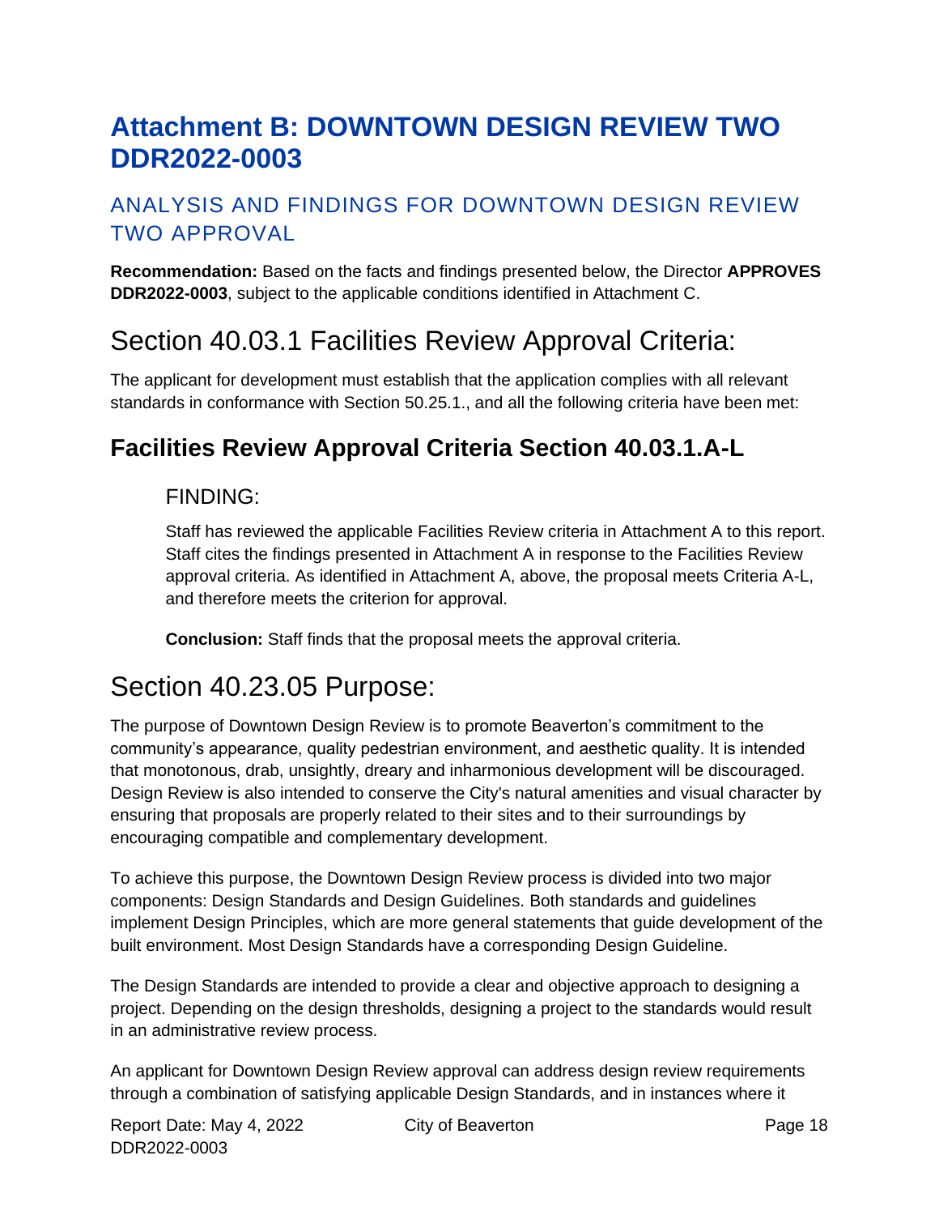# Attachment B: DOWNTOWN DESIGN REVIEW TWO DDR2022-0003

## ANALYSIS AND FINDINGS FOR DOWNTOWN DESIGN REVIEW TWO APPROVAL

**Recommendation:** Based on the facts and findings presented below, the Director **APPROVES DDR2022-0003**, subject to the applicable conditions identified in Attachment C.

## Section 40.03.1 Facilities Review Approval Criteria:

The applicant for development must establish that the application complies with all relevant standards in conformance with Section 50.25.1., and all the following criteria have been met:

### Facilities Review Approval Criteria Section 40.03.1.A-L

FINDING:

Staff has reviewed the applicable Facilities Review criteria in Attachment A to this report. Staff cites the findings presented in Attachment A in response to the Facilities Review approval criteria. As identified in Attachment A, above, the proposal meets Criteria A-L, and therefore meets the criterion for approval.

**Conclusion:** Staff finds that the proposal meets the approval criteria.

## Section 40.23.05 Purpose:

The purpose of Downtown Design Review is to promote Beaverton's commitment to the community's appearance, quality pedestrian environment, and aesthetic quality. It is intended that monotonous, drab, unsightly, dreary and inharmonious development will be discouraged. Design Review is also intended to conserve the City's natural amenities and visual character by ensuring that proposals are properly related to their sites and to their surroundings by encouraging compatible and complementary development.

To achieve this purpose, the Downtown Design Review process is divided into two major components: Design Standards and Design Guidelines. Both standards and guidelines implement Design Principles, which are more general statements that guide development of the built environment. Most Design Standards have a corresponding Design Guideline.

The Design Standards are intended to provide a clear and objective approach to designing a project. Depending on the design thresholds, designing a project to the standards would result in an administrative review process.

An applicant for Downtown Design Review approval can address design review requirements through a combination of satisfying applicable Design Standards, and in instances where it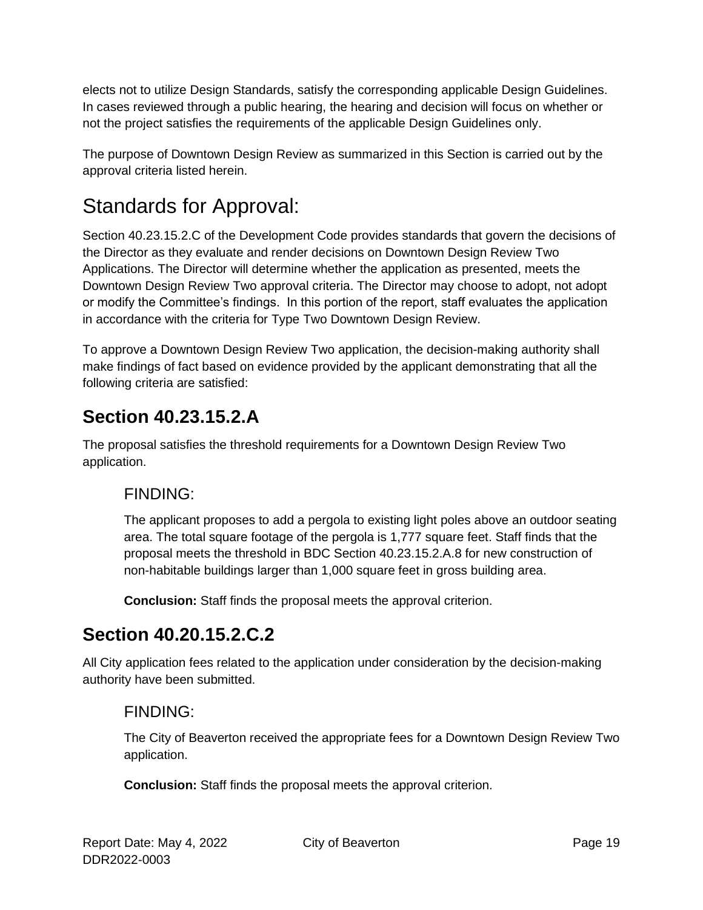elects not to utilize Design Standards, satisfy the corresponding applicable Design Guidelines. In cases reviewed through a public hearing, the hearing and decision will focus on whether or not the project satisfies the requirements of the applicable Design Guidelines only.

The purpose of Downtown Design Review as summarized in this Section is carried out by the approval criteria listed herein.

# Standards for Approval:

Section 40.23.15.2.C of the Development Code provides standards that govern the decisions of the Director as they evaluate and render decisions on Downtown Design Review Two Applications. The Director will determine whether the application as presented, meets the Downtown Design Review Two approval criteria. The Director may choose to adopt, not adopt or modify the Committee's findings. In this portion of the report, staff evaluates the application in accordance with the criteria for Type Two Downtown Design Review.

To approve a Downtown Design Review Two application, the decision-making authority shall make findings of fact based on evidence provided by the applicant demonstrating that all the following criteria are satisfied:

## Section 40.23.15.2.A

The proposal satisfies the threshold requirements for a Downtown Design Review Two application.

### FINDING:

The applicant proposes to add a pergola to existing light poles above an outdoor seating area. The total square footage of the pergola is 1,777 square feet. Staff finds that the proposal meets the threshold in BDC Section 40.23.15.2.A.8 for new construction of non-habitable buildings larger than 1,000 square feet in gross building area.

**Conclusion:** Staff finds the proposal meets the approval criterion.

## Section 40.20.15.2.C.2

All City application fees related to the application under consideration by the decision-making authority have been submitted.

### FINDING:

The City of Beaverton received the appropriate fees for a Downtown Design Review Two application.

**Conclusion:** Staff finds the proposal meets the approval criterion.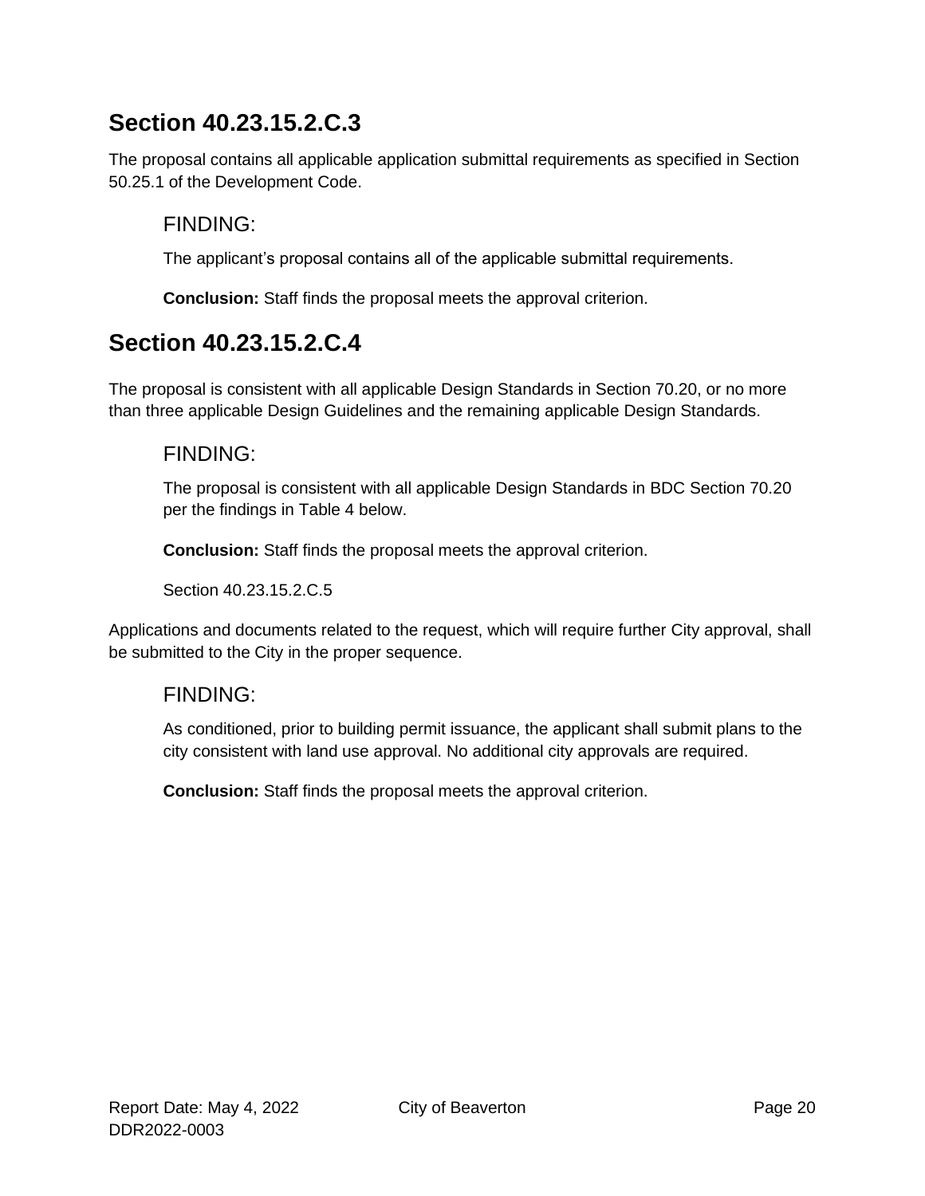## Section 40.23.15.2.C.3

The proposal contains all applicable application submittal requirements as specified in Section 50.25.1 of the Development Code.

### FINDING:

The applicant's proposal contains all of the applicable submittal requirements.

**Conclusion:** Staff finds the proposal meets the approval criterion.

## Section 40.23.15.2.C.4

The proposal is consistent with all applicable Design Standards in Section 70.20, or no more than three applicable Design Guidelines and the remaining applicable Design Standards.

### FINDING:

The proposal is consistent with all applicable Design Standards in BDC Section 70.20 per the findings in Table 4 below.

**Conclusion:** Staff finds the proposal meets the approval criterion.

Section 40.23.15.2.C.5

Applications and documents related to the request, which will require further City approval, shall be submitted to the City in the proper sequence.

### FINDING:

As conditioned, prior to building permit issuance, the applicant shall submit plans to the city consistent with land use approval. No additional city approvals are required.

**Conclusion:** Staff finds the proposal meets the approval criterion.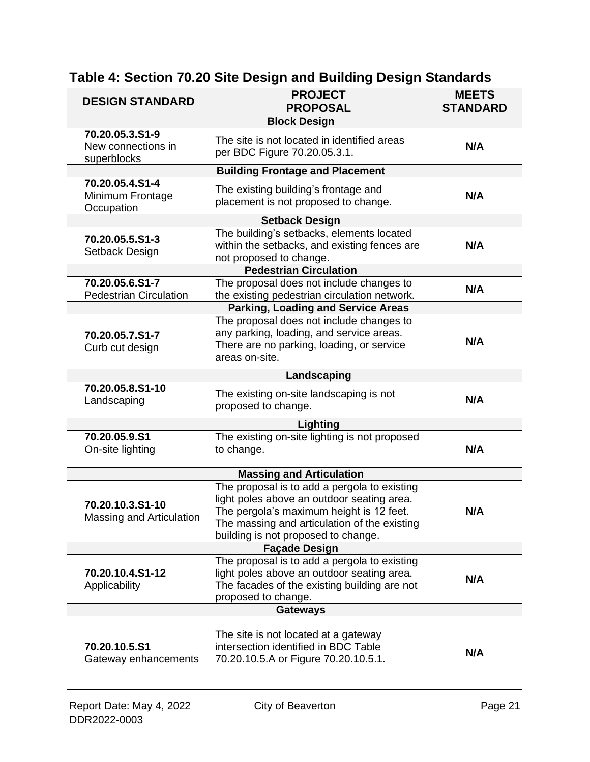## Table 4: Section 70.20 Site Design and Building Design Standards

| DESIGN STANDARD | PROJECT PROPOSAL | MEETS STANDARD |
|---|---|---|
| | **Block Design** | |
| **70.20.05.3.S1-9** New connections in superblocks | The site is not located in identified areas per BDC Figure 70.20.05.3.1. | **N/A** |
| | **Building Frontage and Placement** | |
| **70.20.05.4.S1-4** Minimum Frontage Occupation | The existing building's frontage and placement is not proposed to change. | **N/A** |
| | **Setback Design** | |
| **70.20.05.5.S1-3** Setback Design | The building's setbacks, elements located within the setbacks, and existing fences are not proposed to change. | **N/A** |
| | **Pedestrian Circulation** | |
| **70.20.05.6.S1-7** Pedestrian Circulation | The proposal does not include changes to the existing pedestrian circulation network. | **N/A** |
| | **Parking, Loading and Service Areas** | |
| **70.20.05.7.S1-7** Curb cut design | The proposal does not include changes to any parking, loading, and service areas. There are no parking, loading, or service areas on-site. | **N/A** |
| | **Landscaping** | |
| **70.20.05.8.S1-10** Landscaping | The existing on-site landscaping is not proposed to change. | **N/A** |
| | **Lighting** | |
| **70.20.05.9.S1** On-site lighting | The existing on-site lighting is not proposed to change. | **N/A** |
| | **Massing and Articulation** | |
| **70.20.10.3.S1-10** Massing and Articulation | The proposal is to add a pergola to existing light poles above an outdoor seating area. The pergola's maximum height is 12 feet. The massing and articulation of the existing building is not proposed to change. | **N/A** |
| | **Façade Design** | |
| **70.20.10.4.S1-12** Applicability | The proposal is to add a pergola to existing light poles above an outdoor seating area. The facades of the existing building are not proposed to change. | **N/A** |
| | **Gateways** | |
| **70.20.10.5.S1** Gateway enhancements | The site is not located at a gateway intersection identified in BDC Table 70.20.10.5.A or Figure 70.20.10.5.1. | **N/A** |

Report Date: May 4, 2022
DDR2022-0003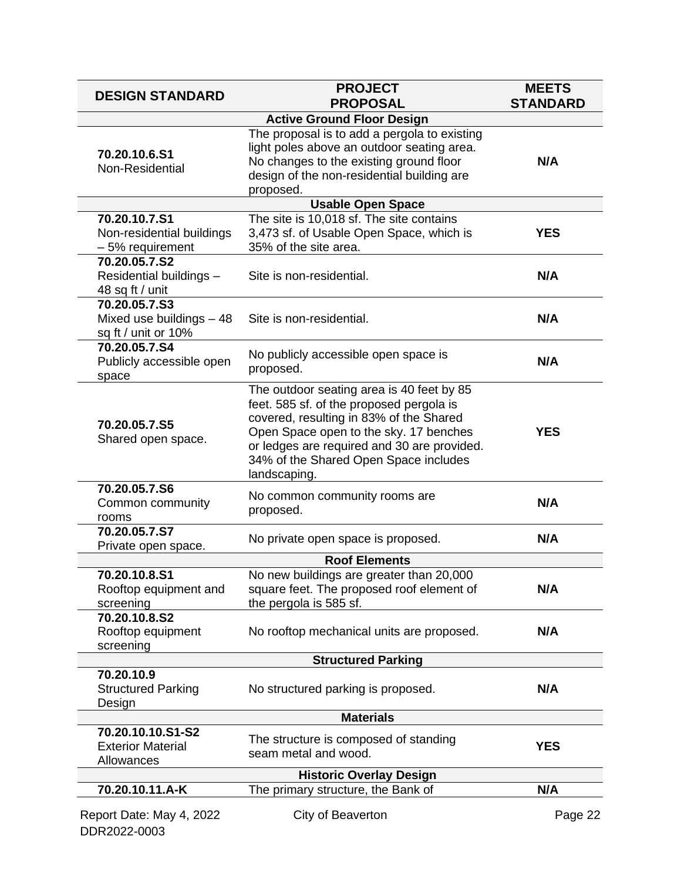| DESIGN STANDARD | PROJECT PROPOSAL | MEETS STANDARD |
|---|---|---|
| **Active Ground Floor Design** | | |
| **70.20.10.6.S1** Non-Residential | The proposal is to add a pergola to existing light poles above an outdoor seating area. No changes to the existing ground floor design of the non-residential building are proposed. | **N/A** |
| **Usable Open Space** | | |
| **70.20.10.7.S1** Non-residential buildings – 5% requirement | The site is 10,018 sf. The site contains 3,473 sf. of Usable Open Space, which is 35% of the site area. | **YES** |
| **70.20.05.7.S2** Residential buildings – 48 sq ft / unit | Site is non-residential. | **N/A** |
| **70.20.05.7.S3** Mixed use buildings – 48 sq ft / unit or 10% | Site is non-residential. | **N/A** |
| **70.20.05.7.S4** Publicly accessible open space | No publicly accessible open space is proposed. | **N/A** |
| **70.20.05.7.S5** Shared open space. | The outdoor seating area is 40 feet by 85 feet. 585 sf. of the proposed pergola is covered, resulting in 83% of the Shared Open Space open to the sky. 17 benches or ledges are required and 30 are provided. 34% of the Shared Open Space includes landscaping. | **YES** |
| **70.20.05.7.S6** Common community rooms | No common community rooms are proposed. | **N/A** |
| **70.20.05.7.S7** Private open space. | No private open space is proposed. | **N/A** |
| **Roof Elements** | | |
| **70.20.10.8.S1** Rooftop equipment and screening | No new buildings are greater than 20,000 square feet. The proposed roof element of the pergola is 585 sf. | **N/A** |
| **70.20.10.8.S2** Rooftop equipment screening | No rooftop mechanical units are proposed. | **N/A** |
| **Structured Parking** | | |
| **70.20.10.9** Structured Parking Design | No structured parking is proposed. | **N/A** |
| **Materials** | | |
| **70.20.10.10.S1-S2** Exterior Material Allowances | The structure is composed of standing seam metal and wood. | **YES** |
| **Historic Overlay Design** | | |
| **70.20.10.11.A-K** | The primary structure, the Bank of | **N/A** |

Report Date: May 4, 2022
DDR2022-0003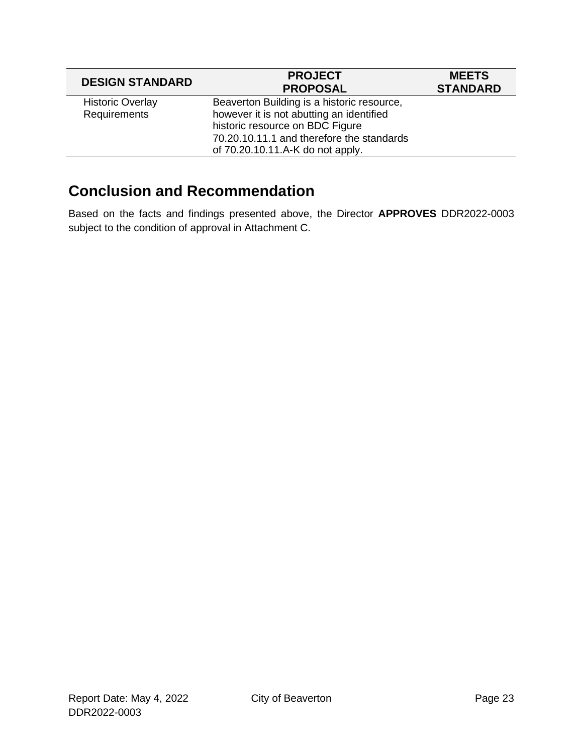| DESIGN STANDARD | PROJECT PROPOSAL | MEETS STANDARD |
| --- | --- | --- |
| Historic Overlay Requirements | Beaverton Building is a historic resource, however it is not abutting an identified historic resource on BDC Figure 70.20.10.11.1 and therefore the standards of 70.20.10.11.A-K do not apply. | |

## Conclusion and Recommendation

Based on the facts and findings presented above, the Director **APPROVES** DDR2022-0003 subject to the condition of approval in Attachment C.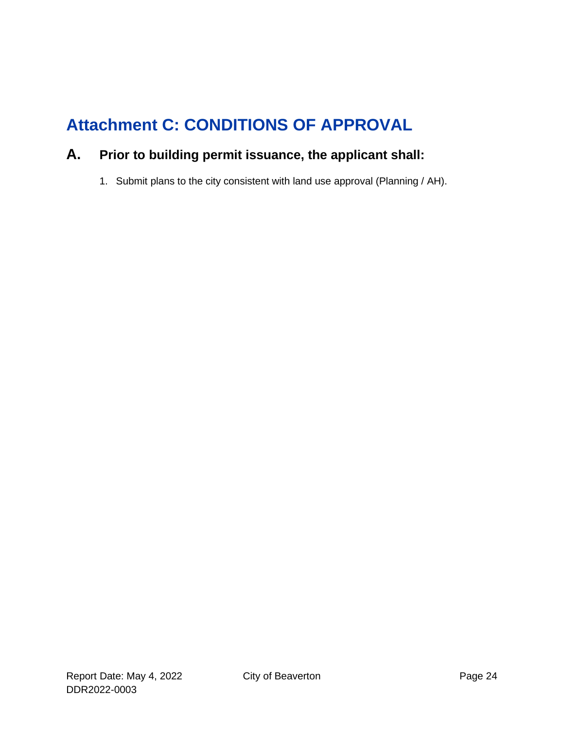# Attachment C: CONDITIONS OF APPROVAL

## A. Prior to building permit issuance, the applicant shall:

1. Submit plans to the city consistent with land use approval (Planning / AH).